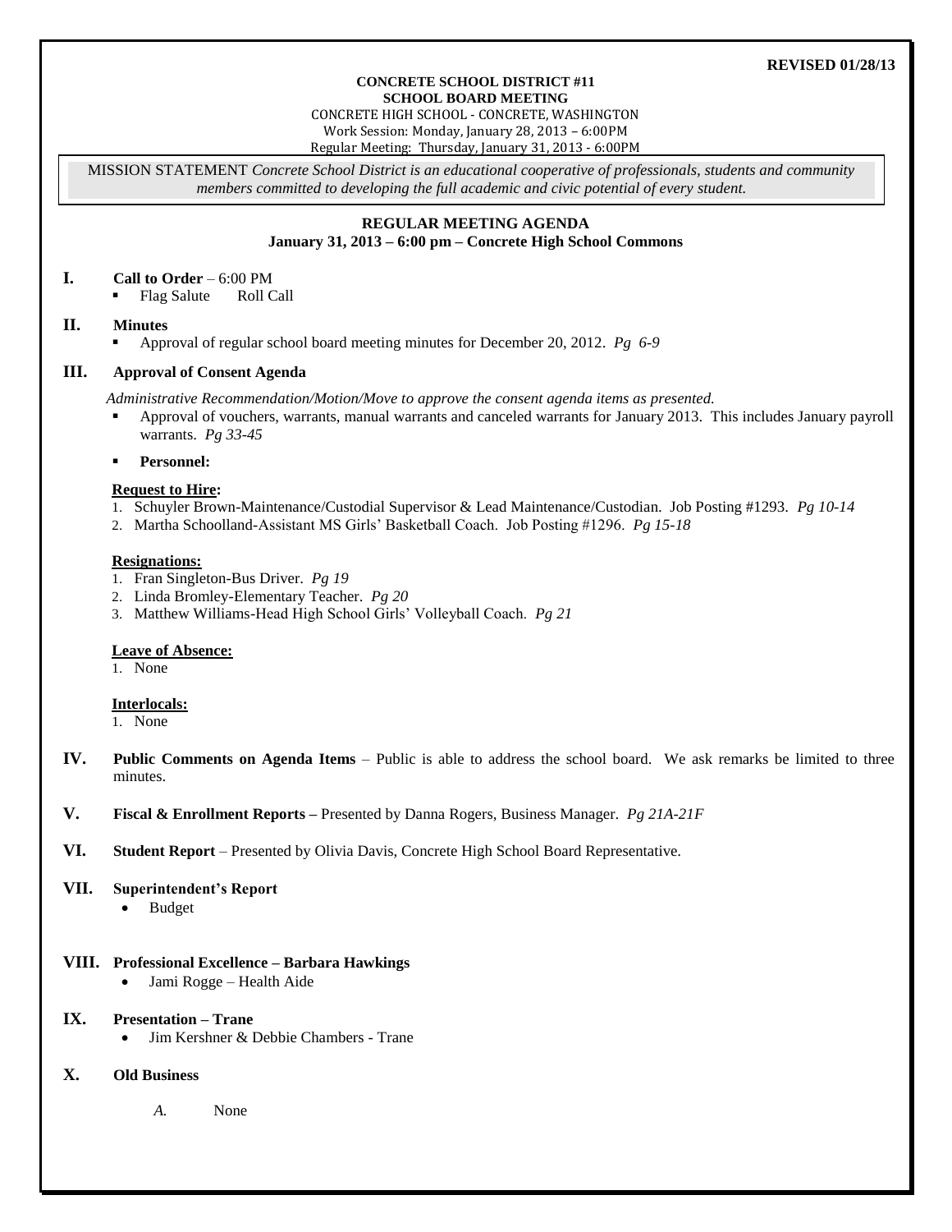**REVISED 01/28/13**

**CONCRETE SCHOOL DISTRICT #11**
**SCHOOL BOARD MEETING**
CONCRETE HIGH SCHOOL - CONCRETE, WASHINGTON
Work Session: Monday, January 28, 2013 – 6:00PM
Regular Meeting: Thursday, January 31, 2013 - 6:00PM

MISSION STATEMENT *Concrete School District is an educational cooperative of professionals, students and community members committed to developing the full academic and civic potential of every student.*

**REGULAR MEETING AGENDA**
**January 31, 2013 – 6:00 pm – Concrete High School Commons**

## I. Call to Order – 6:00 PM

- Flag Salute Roll Call

## II. Minutes

- Approval of regular school board meeting minutes for December 20, 2012. *Pg 6-9*

## III. Approval of Consent Agenda

*Administrative Recommendation/Motion/Move to approve the consent agenda items as presented.*

- Approval of vouchers, warrants, manual warrants and canceled warrants for January 2013. This includes January payroll warrants. *Pg 33-45*
- **Personnel:**

**Request to Hire:**

1. Schuyler Brown-Maintenance/Custodial Supervisor & Lead Maintenance/Custodian. Job Posting #1293. *Pg 10-14*
2. Martha Schoolland-Assistant MS Girls' Basketball Coach. Job Posting #1296. *Pg 15-18*

**Resignations:**

1. Fran Singleton-Bus Driver. *Pg 19*
2. Linda Bromley-Elementary Teacher. *Pg 20*
3. Matthew Williams-Head High School Girls' Volleyball Coach. *Pg 21*

**Leave of Absence:**

1. None

**Interlocals:**

1. None

## IV. Public Comments on Agenda Items – Public is able to address the school board. We ask remarks be limited to three minutes.

## V. Fiscal & Enrollment Reports – Presented by Danna Rogers, Business Manager. *Pg 21A-21F*

## VI. Student Report – Presented by Olivia Davis, Concrete High School Board Representative.

## VII. Superintendent's Report

- Budget

## VIII. Professional Excellence – Barbara Hawkings

- Jami Rogge – Health Aide

## IX. Presentation – Trane

- Jim Kershner & Debbie Chambers - Trane

## X. Old Business

*A.* None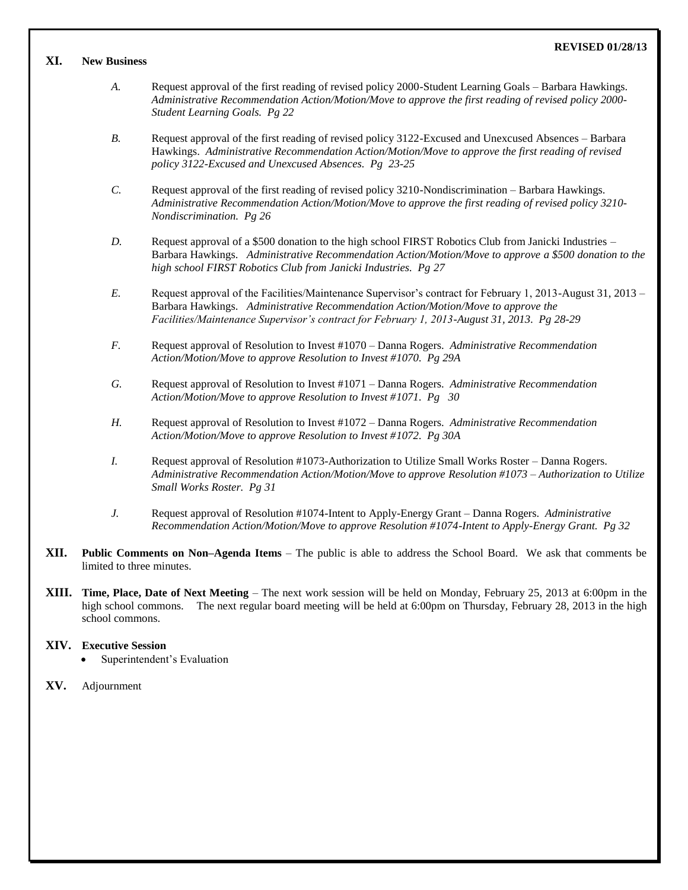**REVISED 01/28/13**

## XI. New Business

*A.* Request approval of the first reading of revised policy 2000-Student Learning Goals – Barbara Hawkings. *Administrative Recommendation Action/Motion/Move to approve the first reading of revised policy 2000-Student Learning Goals. Pg 22*

*B.* Request approval of the first reading of revised policy 3122-Excused and Unexcused Absences – Barbara Hawkings. *Administrative Recommendation Action/Motion/Move to approve the first reading of revised policy 3122-Excused and Unexcused Absences. Pg 23-25*

*C.* Request approval of the first reading of revised policy 3210-Nondiscrimination – Barbara Hawkings. *Administrative Recommendation Action/Motion/Move to approve the first reading of revised policy 3210-Nondiscrimination. Pg 26*

*D.* Request approval of a $500 donation to the high school FIRST Robotics Club from Janicki Industries – Barbara Hawkings. *Administrative Recommendation Action/Motion/Move to approve a $500 donation to the high school FIRST Robotics Club from Janicki Industries. Pg 27*

*E.* Request approval of the Facilities/Maintenance Supervisor's contract for February 1, 2013-August 31, 2013 – Barbara Hawkings. *Administrative Recommendation Action/Motion/Move to approve the Facilities/Maintenance Supervisor's contract for February 1, 2013-August 31, 2013. Pg 28-29*

*F.* Request approval of Resolution to Invest #1070 – Danna Rogers. *Administrative Recommendation Action/Motion/Move to approve Resolution to Invest #1070. Pg 29A*

*G.* Request approval of Resolution to Invest #1071 – Danna Rogers. *Administrative Recommendation Action/Motion/Move to approve Resolution to Invest #1071. Pg 30*

*H.* Request approval of Resolution to Invest #1072 – Danna Rogers. *Administrative Recommendation Action/Motion/Move to approve Resolution to Invest #1072. Pg 30A*

*I.* Request approval of Resolution #1073-Authorization to Utilize Small Works Roster – Danna Rogers. *Administrative Recommendation Action/Motion/Move to approve Resolution #1073 – Authorization to Utilize Small Works Roster. Pg 31*

*J.* Request approval of Resolution #1074-Intent to Apply-Energy Grant – Danna Rogers. *Administrative Recommendation Action/Motion/Move to approve Resolution #1074-Intent to Apply-Energy Grant. Pg 32*

## XII. Public Comments on Non–Agenda Items

**Public Comments on Non–Agenda Items** – The public is able to address the School Board. We ask that comments be limited to three minutes.

## XIII. Time, Place, Date of Next Meeting

**Time, Place, Date of Next Meeting** – The next work session will be held on Monday, February 25, 2013 at 6:00pm in the high school commons. The next regular board meeting will be held at 6:00pm on Thursday, February 28, 2013 in the high school commons.

## XIV. Executive Session

- Superintendent's Evaluation

## XV. Adjournment